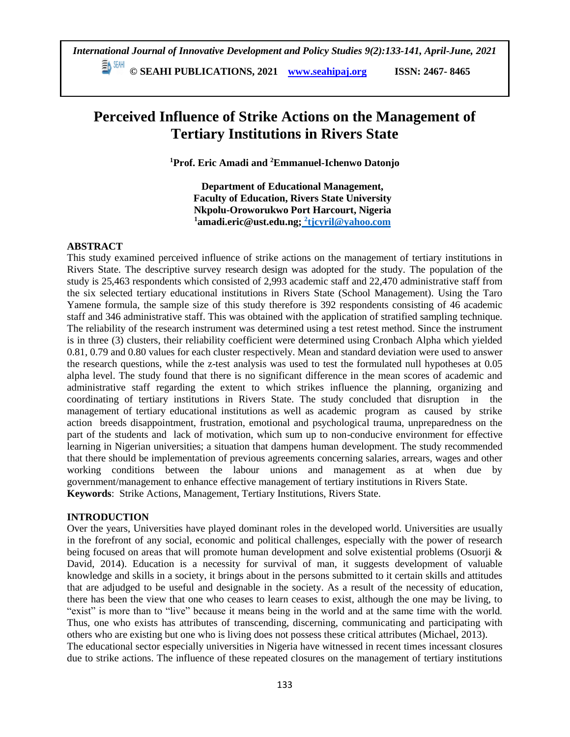# Perceived Influence of Strike Actions on the Management of Tertiary Institutions in Rivers State

**[1]Prof. Eric Amadi and [2]Emmanuel-Ichenwo Datonjo**

**Department of Educational Management,**
**Faculty of Education, Rivers State University**
**Nkpolu-Oroworukwo Port Harcourt, Nigeria**
**[1]amadi.eric@ust.edu.ng; [2]tjcyril@yahoo.com**

## ABSTRACT

This study examined perceived influence of strike actions on the management of tertiary institutions in Rivers State. The descriptive survey research design was adopted for the study. The population of the study is 25,463 respondents which consisted of 2,993 academic staff and 22,470 administrative staff from the six selected tertiary educational institutions in Rivers State (School Management). Using the Taro Yamene formula, the sample size of this study therefore is 392 respondents consisting of 46 academic staff and 346 administrative staff. This was obtained with the application of stratified sampling technique. The reliability of the research instrument was determined using a test retest method. Since the instrument is in three (3) clusters, their reliability coefficient were determined using Cronbach Alpha which yielded 0.81, 0.79 and 0.80 values for each cluster respectively. Mean and standard deviation were used to answer the research questions, while the z-test analysis was used to test the formulated null hypotheses at 0.05 alpha level. The study found that there is no significant difference in the mean scores of academic and administrative staff regarding the extent to which strikes influence the planning, organizing and coordinating of tertiary institutions in Rivers State. The study concluded that disruption in the management of tertiary educational institutions as well as academic program as caused by strike action breeds disappointment, frustration, emotional and psychological trauma, unpreparedness on the part of the students and lack of motivation, which sum up to non-conducive environment for effective learning in Nigerian universities; a situation that dampens human development. The study recommended that there should be implementation of previous agreements concerning salaries, arrears, wages and other working conditions between the labour unions and management as at when due by government/management to enhance effective management of tertiary institutions in Rivers State.

**Keywords**: Strike Actions, Management, Tertiary Institutions, Rivers State.

## INTRODUCTION

Over the years, Universities have played dominant roles in the developed world. Universities are usually in the forefront of any social, economic and political challenges, especially with the power of research being focused on areas that will promote human development and solve existential problems (Osuorji & David, 2014). Education is a necessity for survival of man, it suggests development of valuable knowledge and skills in a society, it brings about in the persons submitted to it certain skills and attitudes that are adjudged to be useful and designable in the society. As a result of the necessity of education, there has been the view that one who ceases to learn ceases to exist, although the one may be living, to "exist" is more than to "live" because it means being in the world and at the same time with the world. Thus, one who exists has attributes of transcending, discerning, communicating and participating with others who are existing but one who is living does not possess these critical attributes (Michael, 2013).

The educational sector especially universities in Nigeria have witnessed in recent times incessant closures due to strike actions. The influence of these repeated closures on the management of tertiary institutions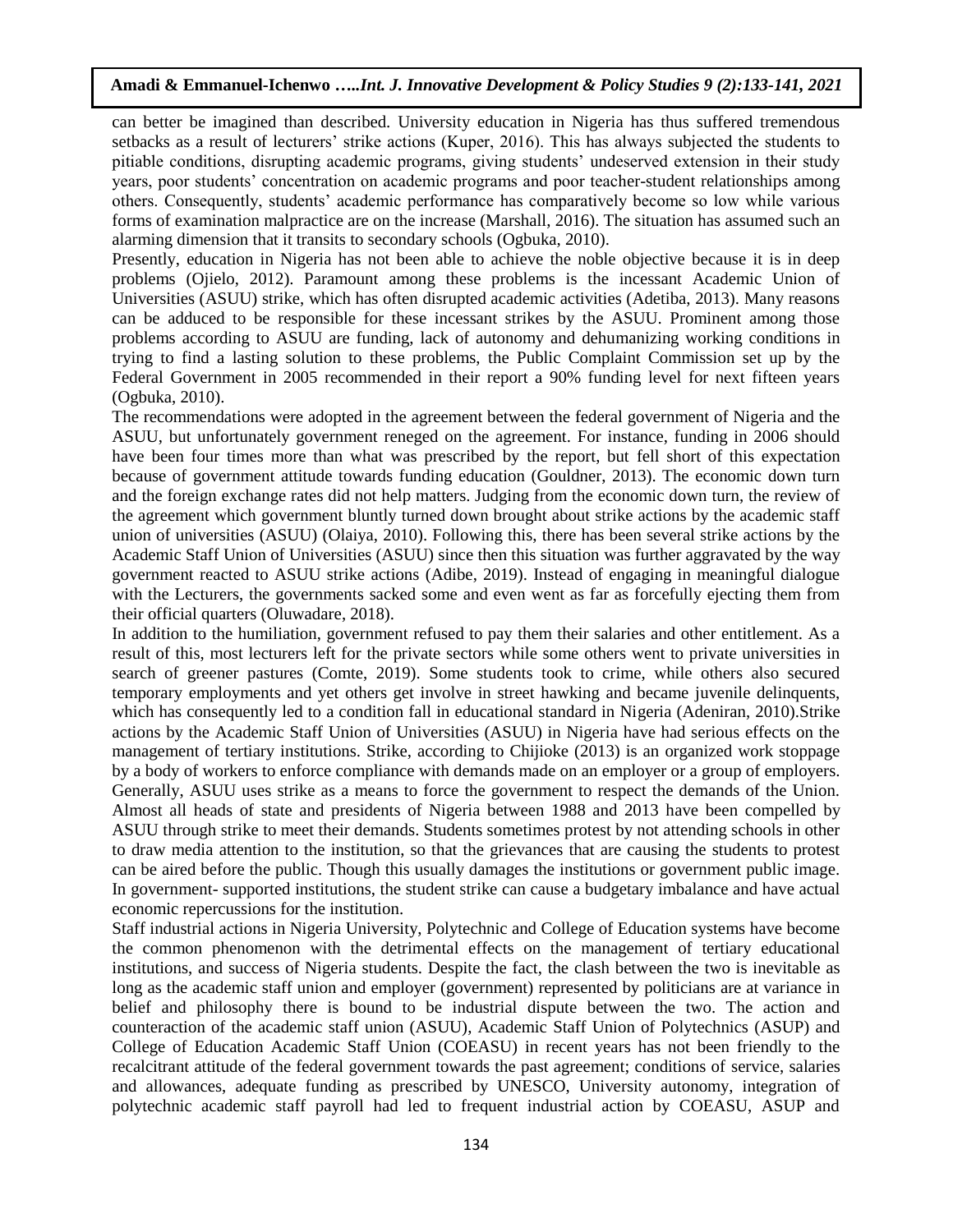can better be imagined than described. University education in Nigeria has thus suffered tremendous setbacks as a result of lecturers' strike actions (Kuper, 2016). This has always subjected the students to pitiable conditions, disrupting academic programs, giving students' undeserved extension in their study years, poor students' concentration on academic programs and poor teacher-student relationships among others. Consequently, students' academic performance has comparatively become so low while various forms of examination malpractice are on the increase (Marshall, 2016). The situation has assumed such an alarming dimension that it transits to secondary schools (Ogbuka, 2010).

Presently, education in Nigeria has not been able to achieve the noble objective because it is in deep problems (Ojielo, 2012). Paramount among these problems is the incessant Academic Union of Universities (ASUU) strike, which has often disrupted academic activities (Adetiba, 2013). Many reasons can be adduced to be responsible for these incessant strikes by the ASUU. Prominent among those problems according to ASUU are funding, lack of autonomy and dehumanizing working conditions in trying to find a lasting solution to these problems, the Public Complaint Commission set up by the Federal Government in 2005 recommended in their report a 90% funding level for next fifteen years (Ogbuka, 2010).

The recommendations were adopted in the agreement between the federal government of Nigeria and the ASUU, but unfortunately government reneged on the agreement. For instance, funding in 2006 should have been four times more than what was prescribed by the report, but fell short of this expectation because of government attitude towards funding education (Gouldner, 2013). The economic down turn and the foreign exchange rates did not help matters. Judging from the economic down turn, the review of the agreement which government bluntly turned down brought about strike actions by the academic staff union of universities (ASUU) (Olaiya, 2010). Following this, there has been several strike actions by the Academic Staff Union of Universities (ASUU) since then this situation was further aggravated by the way government reacted to ASUU strike actions (Adibe, 2019). Instead of engaging in meaningful dialogue with the Lecturers, the governments sacked some and even went as far as forcefully ejecting them from their official quarters (Oluwadare, 2018).

In addition to the humiliation, government refused to pay them their salaries and other entitlement. As a result of this, most lecturers left for the private sectors while some others went to private universities in search of greener pastures (Comte, 2019). Some students took to crime, while others also secured temporary employments and yet others get involve in street hawking and became juvenile delinquents, which has consequently led to a condition fall in educational standard in Nigeria (Adeniran, 2010).Strike actions by the Academic Staff Union of Universities (ASUU) in Nigeria have had serious effects on the management of tertiary institutions. Strike, according to Chijioke (2013) is an organized work stoppage by a body of workers to enforce compliance with demands made on an employer or a group of employers. Generally, ASUU uses strike as a means to force the government to respect the demands of the Union. Almost all heads of state and presidents of Nigeria between 1988 and 2013 have been compelled by ASUU through strike to meet their demands. Students sometimes protest by not attending schools in other to draw media attention to the institution, so that the grievances that are causing the students to protest can be aired before the public. Though this usually damages the institutions or government public image. In government- supported institutions, the student strike can cause a budgetary imbalance and have actual economic repercussions for the institution.

Staff industrial actions in Nigeria University, Polytechnic and College of Education systems have become the common phenomenon with the detrimental effects on the management of tertiary educational institutions, and success of Nigeria students. Despite the fact, the clash between the two is inevitable as long as the academic staff union and employer (government) represented by politicians are at variance in belief and philosophy there is bound to be industrial dispute between the two. The action and counteraction of the academic staff union (ASUU), Academic Staff Union of Polytechnics (ASUP) and College of Education Academic Staff Union (COEASU) in recent years has not been friendly to the recalcitrant attitude of the federal government towards the past agreement; conditions of service, salaries and allowances, adequate funding as prescribed by UNESCO, University autonomy, integration of polytechnic academic staff payroll had led to frequent industrial action by COEASU, ASUP and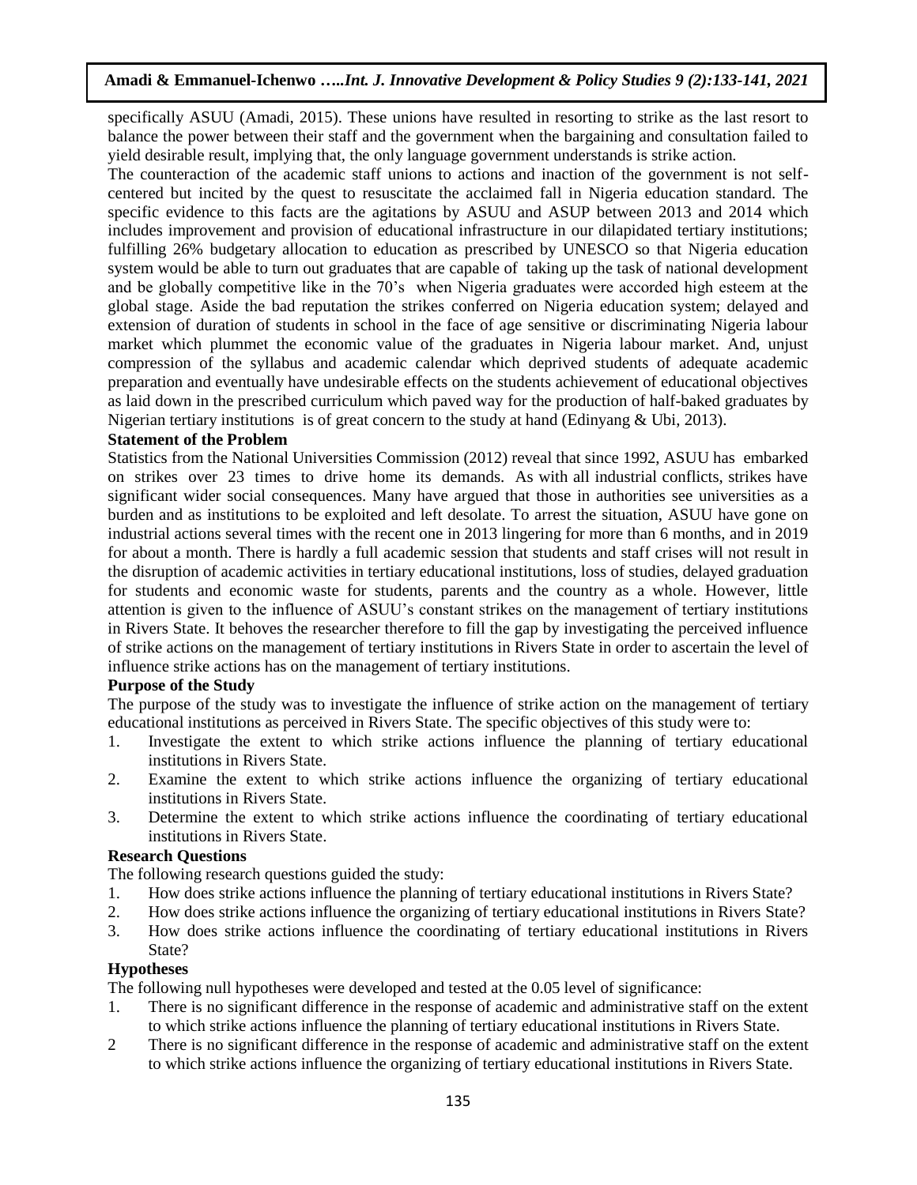specifically ASUU (Amadi, 2015). These unions have resulted in resorting to strike as the last resort to balance the power between their staff and the government when the bargaining and consultation failed to yield desirable result, implying that, the only language government understands is strike action.

The counteraction of the academic staff unions to actions and inaction of the government is not self-centered but incited by the quest to resuscitate the acclaimed fall in Nigeria education standard. The specific evidence to this facts are the agitations by ASUU and ASUP between 2013 and 2014 which includes improvement and provision of educational infrastructure in our dilapidated tertiary institutions; fulfilling 26% budgetary allocation to education as prescribed by UNESCO so that Nigeria education system would be able to turn out graduates that are capable of taking up the task of national development and be globally competitive like in the 70's when Nigeria graduates were accorded high esteem at the global stage. Aside the bad reputation the strikes conferred on Nigeria education system; delayed and extension of duration of students in school in the face of age sensitive or discriminating Nigeria labour market which plummet the economic value of the graduates in Nigeria labour market. And, unjust compression of the syllabus and academic calendar which deprived students of adequate academic preparation and eventually have undesirable effects on the students achievement of educational objectives as laid down in the prescribed curriculum which paved way for the production of half-baked graduates by Nigerian tertiary institutions is of great concern to the study at hand (Edinyang & Ubi, 2013).

**Statement of the Problem**

Statistics from the National Universities Commission (2012) reveal that since 1992, ASUU has embarked on strikes over 23 times to drive home its demands. As with all industrial conflicts, strikes have significant wider social consequences. Many have argued that those in authorities see universities as a burden and as institutions to be exploited and left desolate. To arrest the situation, ASUU have gone on industrial actions several times with the recent one in 2013 lingering for more than 6 months, and in 2019 for about a month. There is hardly a full academic session that students and staff crises will not result in the disruption of academic activities in tertiary educational institutions, loss of studies, delayed graduation for students and economic waste for students, parents and the country as a whole. However, little attention is given to the influence of ASUU's constant strikes on the management of tertiary institutions in Rivers State. It behoves the researcher therefore to fill the gap by investigating the perceived influence of strike actions on the management of tertiary institutions in Rivers State in order to ascertain the level of influence strike actions has on the management of tertiary institutions.

**Purpose of the Study**

The purpose of the study was to investigate the influence of strike action on the management of tertiary educational institutions as perceived in Rivers State. The specific objectives of this study were to:

1. Investigate the extent to which strike actions influence the planning of tertiary educational institutions in Rivers State.
2. Examine the extent to which strike actions influence the organizing of tertiary educational institutions in Rivers State.
3. Determine the extent to which strike actions influence the coordinating of tertiary educational institutions in Rivers State.

**Research Questions**

The following research questions guided the study:

1. How does strike actions influence the planning of tertiary educational institutions in Rivers State?
2. How does strike actions influence the organizing of tertiary educational institutions in Rivers State?
3. How does strike actions influence the coordinating of tertiary educational institutions in Rivers State?

**Hypotheses**

The following null hypotheses were developed and tested at the 0.05 level of significance:

1. There is no significant difference in the response of academic and administrative staff on the extent to which strike actions influence the planning of tertiary educational institutions in Rivers State.
2. There is no significant difference in the response of academic and administrative staff on the extent to which strike actions influence the organizing of tertiary educational institutions in Rivers State.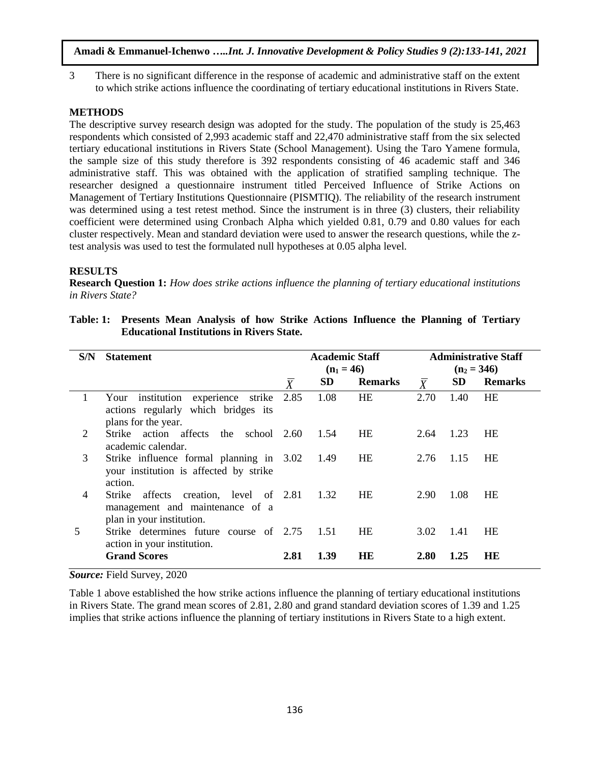3 There is no significant difference in the response of academic and administrative staff on the extent to which strike actions influence the coordinating of tertiary educational institutions in Rivers State.

## METHODS

The descriptive survey research design was adopted for the study. The population of the study is 25,463 respondents which consisted of 2,993 academic staff and 22,470 administrative staff from the six selected tertiary educational institutions in Rivers State (School Management). Using the Taro Yamene formula, the sample size of this study therefore is 392 respondents consisting of 46 academic staff and 346 administrative staff. This was obtained with the application of stratified sampling technique. The researcher designed a questionnaire instrument titled Perceived Influence of Strike Actions on Management of Tertiary Institutions Questionnaire (PISMTIQ). The reliability of the research instrument was determined using a test retest method. Since the instrument is in three (3) clusters, their reliability coefficient were determined using Cronbach Alpha which yielded 0.81, 0.79 and 0.80 values for each cluster respectively. Mean and standard deviation were used to answer the research questions, while the z-test analysis was used to test the formulated null hypotheses at 0.05 alpha level.

## RESULTS

**Research Question 1:** *How does strike actions influence the planning of tertiary educational institutions in Rivers State?*

**Table: 1: Presents Mean Analysis of how Strike Actions Influence the Planning of Tertiary Educational Institutions in Rivers State.**

| S/N | Statement | Academic Staff ($n_1 = 46$) | | | Administrative Staff ($n_2 = 346$) | | |
|---|---|---|---|---|---|---|---|
| | | $\overline{X}$ | SD | Remarks | $\overline{X}$ | SD | Remarks |
| 1 | Your institution experience strike actions regularly which bridges its plans for the year. | 2.85 | 1.08 | HE | 2.70 | 1.40 | HE |
| 2 | Strike action affects the school academic calendar. | 2.60 | 1.54 | HE | 2.64 | 1.23 | HE |
| 3 | Strike influence formal planning in your institution is affected by strike action. | 3.02 | 1.49 | HE | 2.76 | 1.15 | HE |
| 4 | Strike affects creation, level of management and maintenance of a plan in your institution. | 2.81 | 1.32 | HE | 2.90 | 1.08 | HE |
| 5 | Strike determines future course of action in your institution. | 2.75 | 1.51 | HE | 3.02 | 1.41 | HE |
| | **Grand Scores** | **2.81** | **1.39** | **HE** | **2.80** | **1.25** | **HE** |

***Source:*** Field Survey, 2020

Table 1 above established the how strike actions influence the planning of tertiary educational institutions in Rivers State. The grand mean scores of 2.81, 2.80 and grand standard deviation scores of 1.39 and 1.25 implies that strike actions influence the planning of tertiary institutions in Rivers State to a high extent.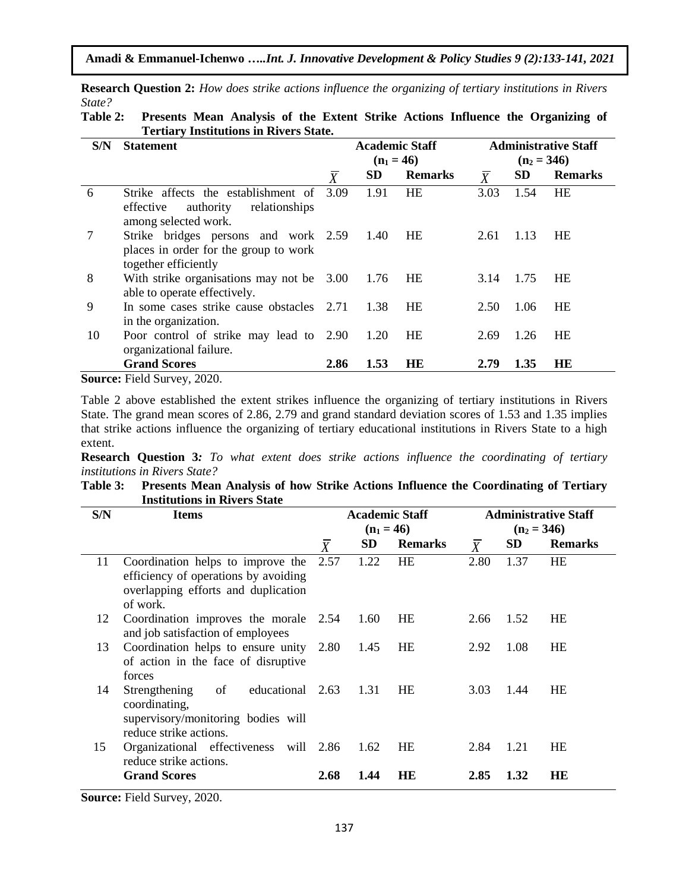**Research Question 2:** *How does strike actions influence the organizing of tertiary institutions in Rivers State?*

**Table 2: Presents Mean Analysis of the Extent Strike Actions Influence the Organizing of Tertiary Institutions in Rivers State.**

| S/N | Statement | Academic Staff ($n_1 = 46$) | | | Administrative Staff ($n_2 = 346$) | | |
|---|---|---|---|---|---|---|---|
| | | $\overline{X}$ | SD | Remarks | $\overline{X}$ | SD | Remarks |
| 6 | Strike affects the establishment of effective authority relationships among selected work. | 3.09 | 1.91 | HE | 3.03 | 1.54 | HE |
| 7 | Strike bridges persons and work places in order for the group to work together efficiently | 2.59 | 1.40 | HE | 2.61 | 1.13 | HE |
| 8 | With strike organisations may not be able to operate effectively. | 3.00 | 1.76 | HE | 3.14 | 1.75 | HE |
| 9 | In some cases strike cause obstacles in the organization. | 2.71 | 1.38 | HE | 2.50 | 1.06 | HE |
| 10 | Poor control of strike may lead to organizational failure. | 2.90 | 1.20 | HE | 2.69 | 1.26 | HE |
| | **Grand Scores** | **2.86** | **1.53** | **HE** | **2.79** | **1.35** | **HE** |

**Source:** Field Survey, 2020.

Table 2 above established the extent strikes influence the organizing of tertiary institutions in Rivers State. The grand mean scores of 2.86, 2.79 and grand standard deviation scores of 1.53 and 1.35 implies that strike actions influence the organizing of tertiary educational institutions in Rivers State to a high extent.

**Research Question 3***: To what extent does strike actions influence the coordinating of tertiary institutions in Rivers State?*

**Table 3: Presents Mean Analysis of how Strike Actions Influence the Coordinating of Tertiary Institutions in Rivers State**

| S/N | Items | Academic Staff ($n_1 = 46$) | | | Administrative Staff ($n_2 = 346$) | | |
|---|---|---|---|---|---|---|---|
| | | $\overline{X}$ | SD | Remarks | $\overline{X}$ | SD | Remarks |
| 11 | Coordination helps to improve the efficiency of operations by avoiding overlapping efforts and duplication of work. | 2.57 | 1.22 | HE | 2.80 | 1.37 | HE |
| 12 | Coordination improves the morale and job satisfaction of employees | 2.54 | 1.60 | HE | 2.66 | 1.52 | HE |
| 13 | Coordination helps to ensure unity of action in the face of disruptive forces | 2.80 | 1.45 | HE | 2.92 | 1.08 | HE |
| 14 | Strengthening of educational coordinating, supervisory/monitoring bodies will reduce strike actions. | 2.63 | 1.31 | HE | 3.03 | 1.44 | HE |
| 15 | Organizational effectiveness will reduce strike actions. | 2.86 | 1.62 | HE | 2.84 | 1.21 | HE |
| | **Grand Scores** | **2.68** | **1.44** | **HE** | **2.85** | **1.32** | **HE** |

**Source:** Field Survey, 2020.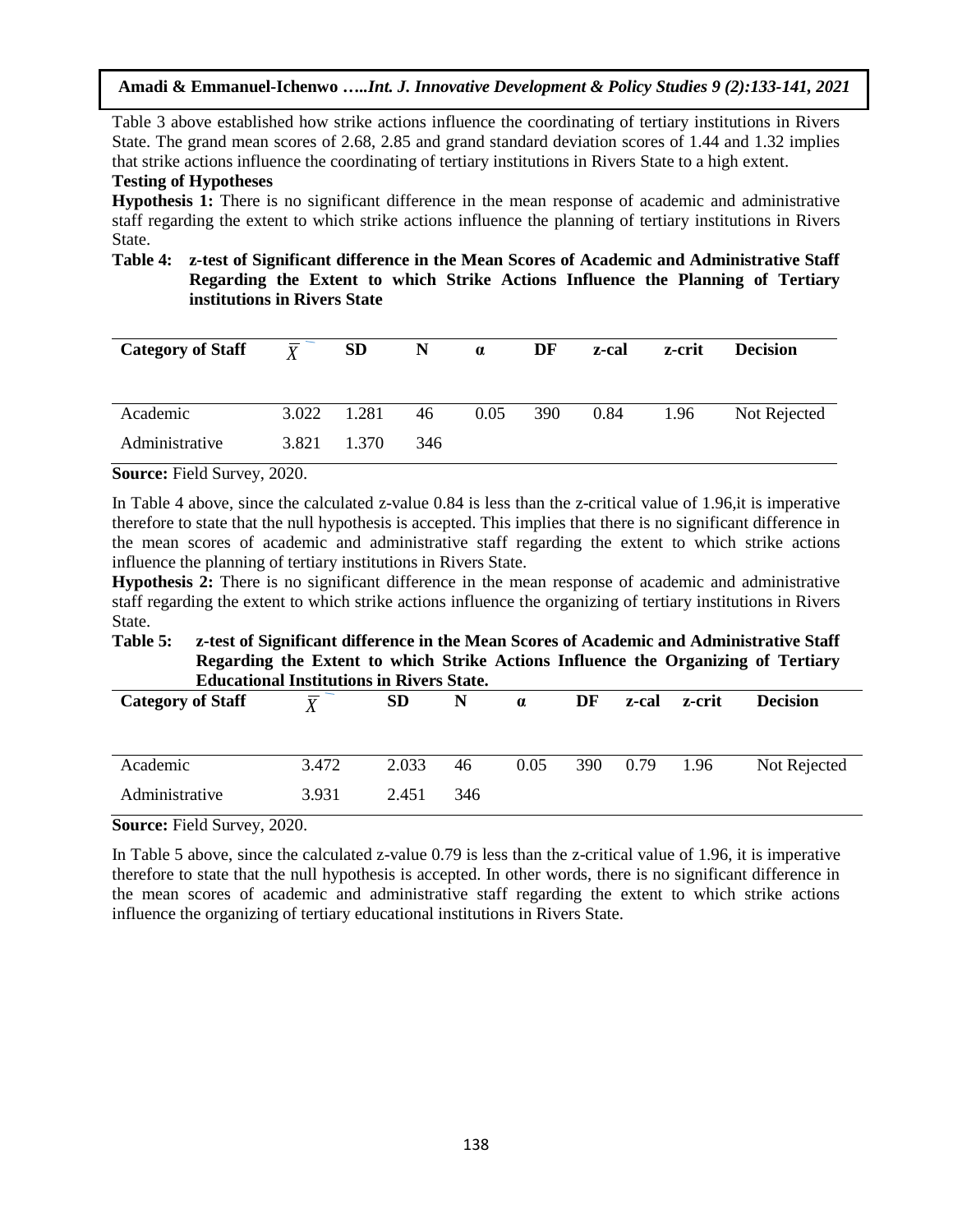Table 3 above established how strike actions influence the coordinating of tertiary institutions in Rivers State. The grand mean scores of 2.68, 2.85 and grand standard deviation scores of 1.44 and 1.32 implies that strike actions influence the coordinating of tertiary institutions in Rivers State to a high extent.

**Testing of Hypotheses**

**Hypothesis 1:** There is no significant difference in the mean response of academic and administrative staff regarding the extent to which strike actions influence the planning of tertiary institutions in Rivers State.

**Table 4: z-test of Significant difference in the Mean Scores of Academic and Administrative Staff Regarding the Extent to which Strike Actions Influence the Planning of Tertiary institutions in Rivers State**

| Category of Staff | $\overline{X}$ | SD | N | α | DF | z-cal | z-crit | Decision |
|---|---|---|---|---|---|---|---|---|
| Academic | 3.022 | 1.281 | 46 | 0.05 | 390 | 0.84 | 1.96 | Not Rejected |
| Administrative | 3.821 | 1.370 | 346 | | | | | |

**Source:** Field Survey, 2020.

In Table 4 above, since the calculated z-value 0.84 is less than the z-critical value of 1.96,it is imperative therefore to state that the null hypothesis is accepted. This implies that there is no significant difference in the mean scores of academic and administrative staff regarding the extent to which strike actions influence the planning of tertiary institutions in Rivers State.

**Hypothesis 2:** There is no significant difference in the mean response of academic and administrative staff regarding the extent to which strike actions influence the organizing of tertiary institutions in Rivers State.

**Table 5: z-test of Significant difference in the Mean Scores of Academic and Administrative Staff Regarding the Extent to which Strike Actions Influence the Organizing of Tertiary Educational Institutions in Rivers State.**

| Category of Staff | $\overline{X}$ | SD | N | α | DF | z-cal | z-crit | Decision |
|---|---|---|---|---|---|---|---|---|
| Academic | 3.472 | 2.033 | 46 | 0.05 | 390 | 0.79 | 1.96 | Not Rejected |
| Administrative | 3.931 | 2.451 | 346 | | | | | |

**Source:** Field Survey, 2020.

In Table 5 above, since the calculated z-value 0.79 is less than the z-critical value of 1.96, it is imperative therefore to state that the null hypothesis is accepted. In other words, there is no significant difference in the mean scores of academic and administrative staff regarding the extent to which strike actions influence the organizing of tertiary educational institutions in Rivers State.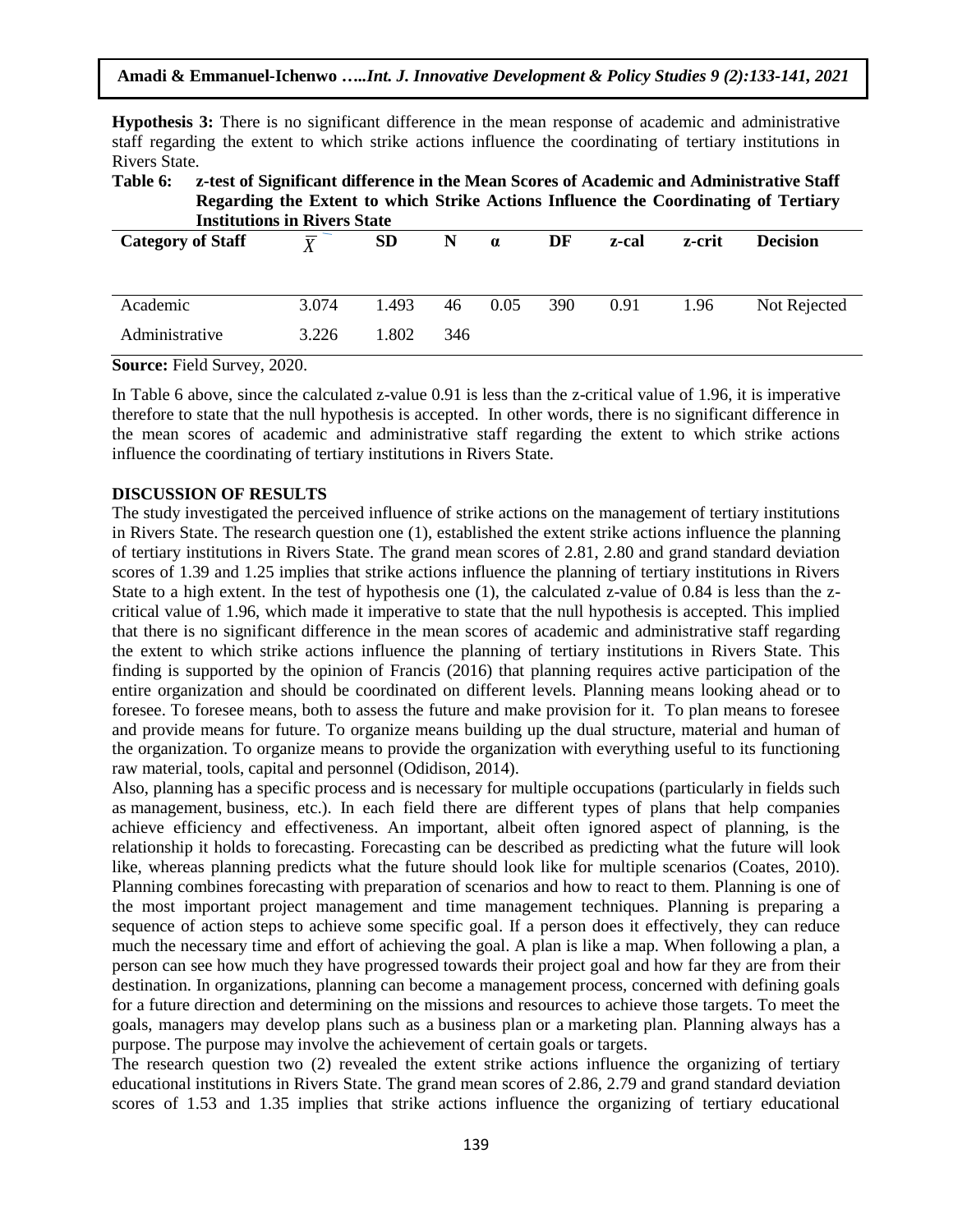**Hypothesis 3:** There is no significant difference in the mean response of academic and administrative staff regarding the extent to which strike actions influence the coordinating of tertiary institutions in Rivers State.

**Table 6: z-test of Significant difference in the Mean Scores of Academic and Administrative Staff Regarding the Extent to which Strike Actions Influence the Coordinating of Tertiary Institutions in Rivers State**

| Category of Staff | $\bar{X}$ | SD | N | α | DF | z-cal | z-crit | Decision |
|---|---|---|---|---|---|---|---|---|
| Academic | 3.074 | 1.493 | 46 | 0.05 | 390 | 0.91 | 1.96 | Not Rejected |
| Administrative | 3.226 | 1.802 | 346 | | | | | |

**Source:** Field Survey, 2020.

In Table 6 above, since the calculated z-value 0.91 is less than the z-critical value of 1.96, it is imperative therefore to state that the null hypothesis is accepted. In other words, there is no significant difference in the mean scores of academic and administrative staff regarding the extent to which strike actions influence the coordinating of tertiary institutions in Rivers State.

## DISCUSSION OF RESULTS

The study investigated the perceived influence of strike actions on the management of tertiary institutions in Rivers State. The research question one (1), established the extent strike actions influence the planning of tertiary institutions in Rivers State. The grand mean scores of 2.81, 2.80 and grand standard deviation scores of 1.39 and 1.25 implies that strike actions influence the planning of tertiary institutions in Rivers State to a high extent. In the test of hypothesis one (1), the calculated z-value of 0.84 is less than the z-critical value of 1.96, which made it imperative to state that the null hypothesis is accepted. This implied that there is no significant difference in the mean scores of academic and administrative staff regarding the extent to which strike actions influence the planning of tertiary institutions in Rivers State. This finding is supported by the opinion of Francis (2016) that planning requires active participation of the entire organization and should be coordinated on different levels. Planning means looking ahead or to foresee. To foresee means, both to assess the future and make provision for it. To plan means to foresee and provide means for future. To organize means building up the dual structure, material and human of the organization. To organize means to provide the organization with everything useful to its functioning raw material, tools, capital and personnel (Odidison, 2014).

Also, planning has a specific process and is necessary for multiple occupations (particularly in fields such as management, business, etc.). In each field there are different types of plans that help companies achieve efficiency and effectiveness. An important, albeit often ignored aspect of planning, is the relationship it holds to forecasting. Forecasting can be described as predicting what the future will look like, whereas planning predicts what the future should look like for multiple scenarios (Coates, 2010). Planning combines forecasting with preparation of scenarios and how to react to them. Planning is one of the most important project management and time management techniques. Planning is preparing a sequence of action steps to achieve some specific goal. If a person does it effectively, they can reduce much the necessary time and effort of achieving the goal. A plan is like a map. When following a plan, a person can see how much they have progressed towards their project goal and how far they are from their destination. In organizations, planning can become a management process, concerned with defining goals for a future direction and determining on the missions and resources to achieve those targets. To meet the goals, managers may develop plans such as a business plan or a marketing plan. Planning always has a purpose. The purpose may involve the achievement of certain goals or targets.

The research question two (2) revealed the extent strike actions influence the organizing of tertiary educational institutions in Rivers State. The grand mean scores of 2.86, 2.79 and grand standard deviation scores of 1.53 and 1.35 implies that strike actions influence the organizing of tertiary educational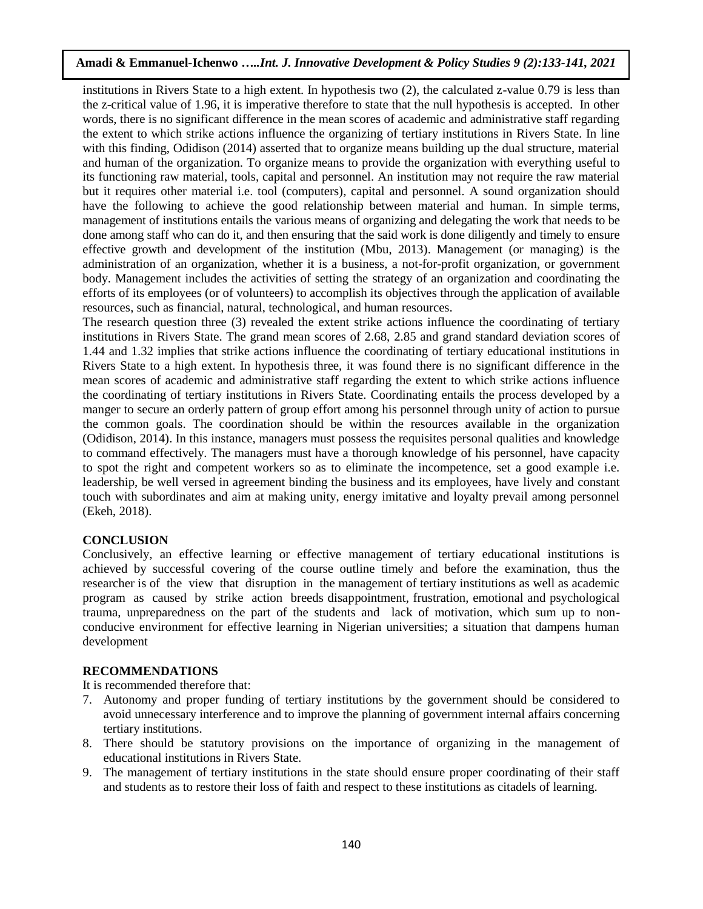institutions in Rivers State to a high extent. In hypothesis two (2), the calculated z-value 0.79 is less than the z-critical value of 1.96, it is imperative therefore to state that the null hypothesis is accepted. In other words, there is no significant difference in the mean scores of academic and administrative staff regarding the extent to which strike actions influence the organizing of tertiary institutions in Rivers State. In line with this finding, Odidison (2014) asserted that to organize means building up the dual structure, material and human of the organization. To organize means to provide the organization with everything useful to its functioning raw material, tools, capital and personnel. An institution may not require the raw material but it requires other material i.e. tool (computers), capital and personnel. A sound organization should have the following to achieve the good relationship between material and human. In simple terms, management of institutions entails the various means of organizing and delegating the work that needs to be done among staff who can do it, and then ensuring that the said work is done diligently and timely to ensure effective growth and development of the institution (Mbu, 2013). Management (or managing) is the administration of an organization, whether it is a business, a not-for-profit organization, or government body. Management includes the activities of setting the strategy of an organization and coordinating the efforts of its employees (or of volunteers) to accomplish its objectives through the application of available resources, such as financial, natural, technological, and human resources.

The research question three (3) revealed the extent strike actions influence the coordinating of tertiary institutions in Rivers State. The grand mean scores of 2.68, 2.85 and grand standard deviation scores of 1.44 and 1.32 implies that strike actions influence the coordinating of tertiary educational institutions in Rivers State to a high extent. In hypothesis three, it was found there is no significant difference in the mean scores of academic and administrative staff regarding the extent to which strike actions influence the coordinating of tertiary institutions in Rivers State. Coordinating entails the process developed by a manger to secure an orderly pattern of group effort among his personnel through unity of action to pursue the common goals. The coordination should be within the resources available in the organization (Odidison, 2014). In this instance, managers must possess the requisites personal qualities and knowledge to command effectively. The managers must have a thorough knowledge of his personnel, have capacity to spot the right and competent workers so as to eliminate the incompetence, set a good example i.e. leadership, be well versed in agreement binding the business and its employees, have lively and constant touch with subordinates and aim at making unity, energy imitative and loyalty prevail among personnel (Ekeh, 2018).

## CONCLUSION

Conclusively, an effective learning or effective management of tertiary educational institutions is achieved by successful covering of the course outline timely and before the examination, thus the researcher is of the view that disruption in the management of tertiary institutions as well as academic program as caused by strike action breeds disappointment, frustration, emotional and psychological trauma, unpreparedness on the part of the students and lack of motivation, which sum up to non-conducive environment for effective learning in Nigerian universities; a situation that dampens human development

## RECOMMENDATIONS

It is recommended therefore that:

7. Autonomy and proper funding of tertiary institutions by the government should be considered to avoid unnecessary interference and to improve the planning of government internal affairs concerning tertiary institutions.
8. There should be statutory provisions on the importance of organizing in the management of educational institutions in Rivers State.
9. The management of tertiary institutions in the state should ensure proper coordinating of their staff and students as to restore their loss of faith and respect to these institutions as citadels of learning.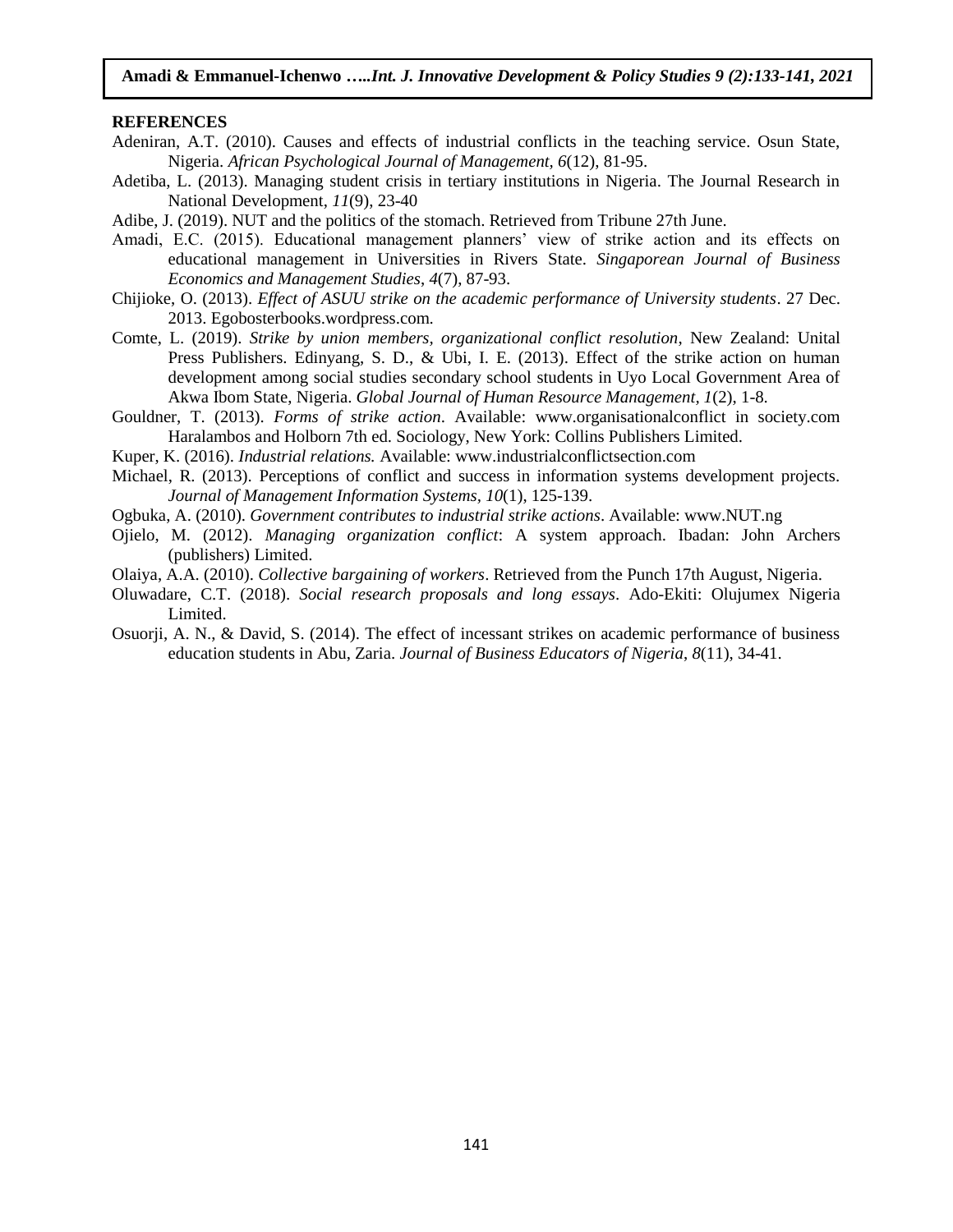**REFERENCES**

Adeniran, A.T. (2010). Causes and effects of industrial conflicts in the teaching service. Osun State, Nigeria. *African Psychological Journal of Management, 6*(12), 81-95.

Adetiba, L. (2013). Managing student crisis in tertiary institutions in Nigeria. The Journal Research in National Development, *11*(9), 23-40

Adibe, J. (2019). NUT and the politics of the stomach. Retrieved from Tribune 27th June.

Amadi, E.C. (2015). Educational management planners' view of strike action and its effects on educational management in Universities in Rivers State. *Singaporean Journal of Business Economics and Management Studies*, *4*(7), 87-93.

Chijioke, O. (2013). *Effect of ASUU strike on the academic performance of University students*. 27 Dec. 2013. Egobosterbooks.wordpress.com.

Comte, L. (2019). *Strike by union members, organizational conflict resolution*, New Zealand: Unital Press Publishers. Edinyang, S. D., & Ubi, I. E. (2013). Effect of the strike action on human development among social studies secondary school students in Uyo Local Government Area of Akwa Ibom State, Nigeria. *Global Journal of Human Resource Management, 1*(2), 1-8.

Gouldner, T. (2013). *Forms of strike action*. Available: www.organisationalconflict in society.com Haralambos and Holborn 7th ed. Sociology, New York: Collins Publishers Limited.

Kuper, K. (2016). *Industrial relations.* Available: www.industrialconflictsection.com

Michael, R. (2013). Perceptions of conflict and success in information systems development projects. *Journal of Management Information Systems*, *10*(1), 125-139.

Ogbuka, A. (2010). *Government contributes to industrial strike actions*. Available: www.NUT.ng

Ojielo, M. (2012). *Managing organization conflict*: A system approach. Ibadan: John Archers (publishers) Limited.

Olaiya, A.A. (2010). *Collective bargaining of workers*. Retrieved from the Punch 17th August, Nigeria.

Oluwadare, C.T. (2018). *Social research proposals and long essays*. Ado-Ekiti: Olujumex Nigeria Limited.

Osuorji, A. N., & David, S. (2014). The effect of incessant strikes on academic performance of business education students in Abu, Zaria. *Journal of Business Educators of Nigeria*, *8*(11), 34-41.